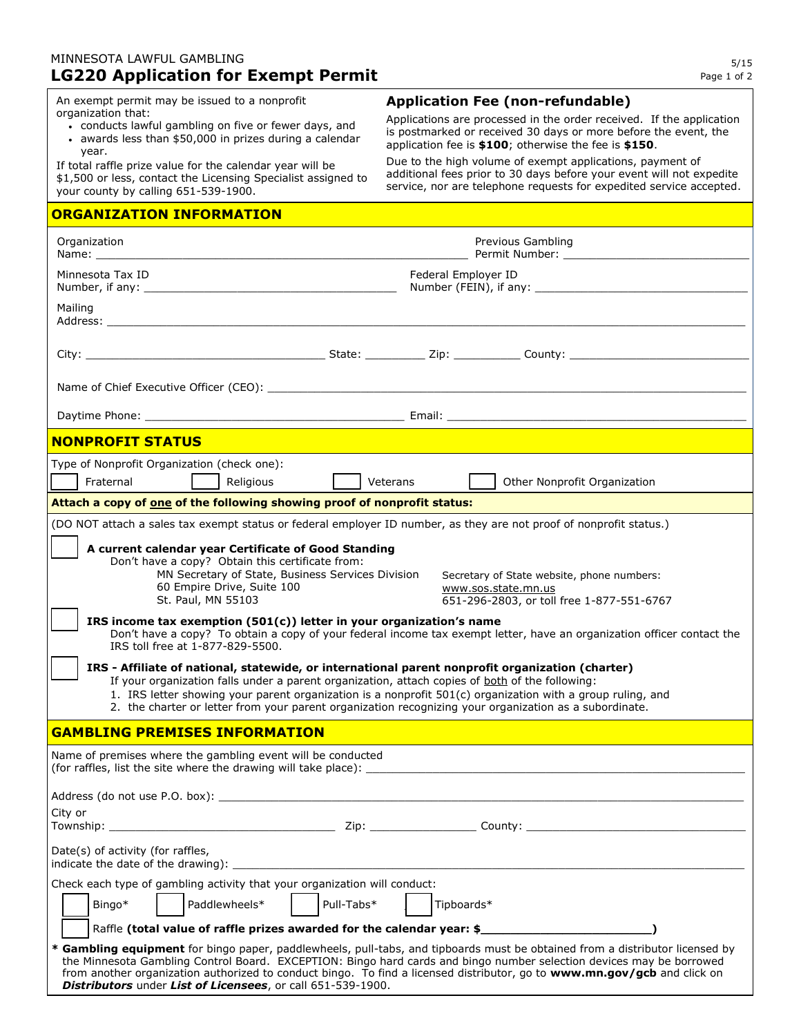MINNESOTA LAWFUL GAMBLING

# LG220 Application for Exempt Permit

5/15

An exempt permit may be issued to a nonprofit organization that:

- conducts lawful gambling on five or fewer days, and
- awards less than $50,000 in prizes during a calendar year.

If total raffle prize value for the calendar year will be $1,500 or less, contact the Licensing Specialist assigned to your county by calling 651-539-1900.

## Application Fee (non-refundable)

Applications are processed in the order received. If the application is postmarked or received 30 days or more before the event, the application fee is **$100**; otherwise the fee is **$150**.

Due to the high volume of exempt applications, payment of additional fees prior to 30 days before your event will not expedite service, nor are telephone requests for expedited service accepted.

## ORGANIZATION INFORMATION

Organization Name: ______________________ Previous Gambling Permit Number: ______________________

Minnesota Tax ID Number, if any: ______________________ Federal Employer ID Number (FEIN), if any: ______________________

Mailing Address: ______________________

City: ______________________ State: __________ Zip: __________ County: ______________________

Name of Chief Executive Officer (CEO): ______________________

Daytime Phone: ______________________ Email: ______________________

## NONPROFIT STATUS

Type of Nonprofit Organization (check one):

☐ Fraternal ☐ Religious ☐ Veterans ☐ Other Nonprofit Organization

**Attach a copy of one of the following showing proof of nonprofit status:**

(DO NOT attach a sales tax exempt status or federal employer ID number, as they are not proof of nonprofit status.)

☐ **A current calendar year Certificate of Good Standing**
Don't have a copy? Obtain this certificate from:
MN Secretary of State, Business Services Division
60 Empire Drive, Suite 100
St. Paul, MN 55103
Secretary of State website, phone numbers:
www.sos.state.mn.us
651-296-2803, or toll free 1-877-551-6767

☐ **IRS income tax exemption (501(c)) letter in your organization's name**
Don't have a copy? To obtain a copy of your federal income tax exempt letter, have an organization officer contact the IRS toll free at 1-877-829-5500.

☐ **IRS - Affiliate of national, statewide, or international parent nonprofit organization (charter)**
If your organization falls under a parent organization, attach copies of both of the following:
1. IRS letter showing your parent organization is a nonprofit 501(c) organization with a group ruling, and
2. the charter or letter from your parent organization recognizing your organization as a subordinate.

## GAMBLING PREMISES INFORMATION

Name of premises where the gambling event will be conducted (for raffles, list the site where the drawing will take place): ______________________

Address (do not use P.O. box): ______________________

City or Township: ______________________ Zip: __________ County: ______________________

Date(s) of activity (for raffles, indicate the date of the drawing): ______________________

Check each type of gambling activity that your organization will conduct:

☐ Bingo* ☐ Paddlewheels* ☐ Pull-Tabs* ☐ Tipboards*

☐ Raffle **(total value of raffle prizes awarded for the calendar year: $______________________)**

\* **Gambling equipment** for bingo paper, paddlewheels, pull-tabs, and tipboards must be obtained from a distributor licensed by the Minnesota Gambling Control Board. EXCEPTION: Bingo hard cards and bingo number selection devices may be borrowed from another organization authorized to conduct bingo. To find a licensed distributor, go to **www.mn.gov/gcb** and click on ***Distributors*** under ***List of Licensees***, or call 651-539-1900.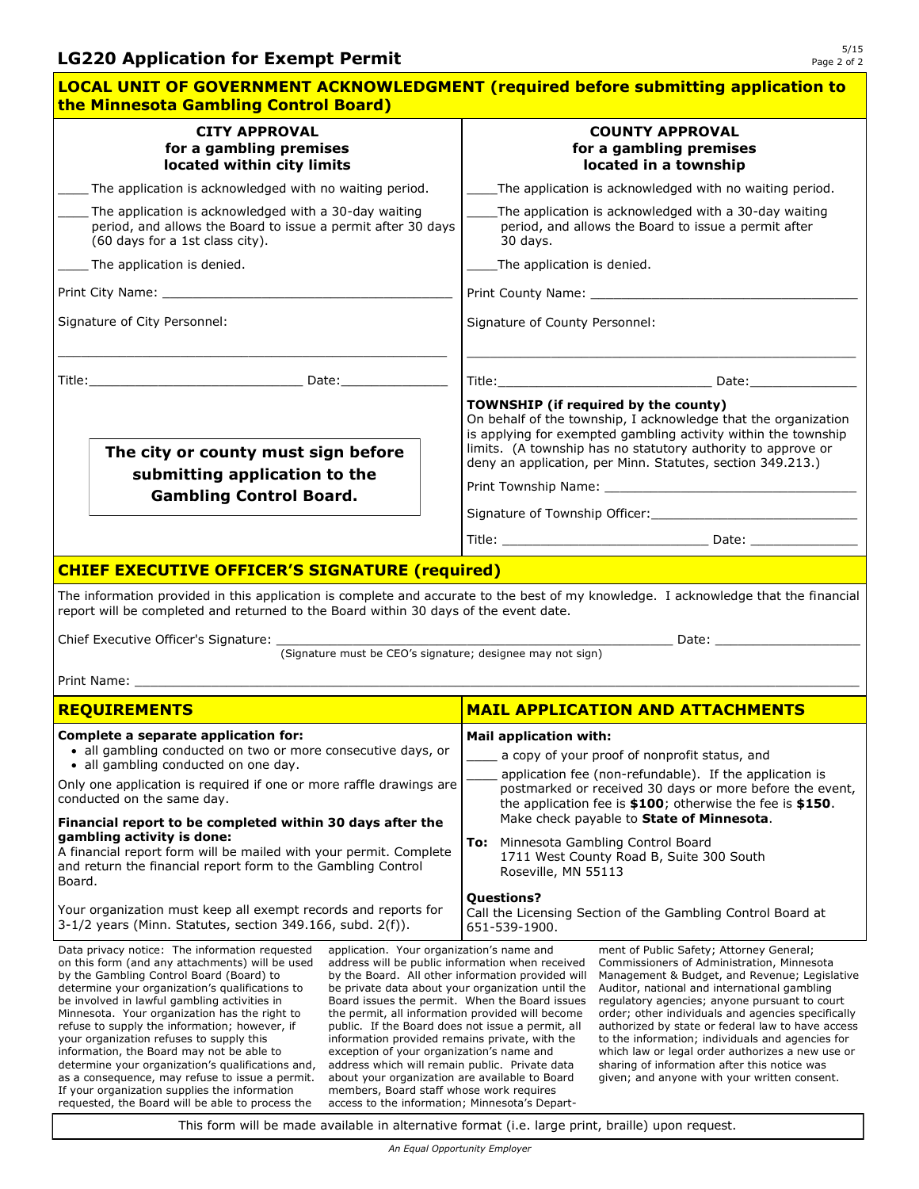# LG220 Application for Exempt Permit

## LOCAL UNIT OF GOVERNMENT ACKNOWLEDGMENT (required before submitting application to the Minnesota Gambling Control Board)

### CITY APPROVAL for a gambling premises located within city limits

____ The application is acknowledged with no waiting period.

____ The application is acknowledged with a 30-day waiting period, and allows the Board to issue a permit after 30 days (60 days for a 1st class city).

____ The application is denied.

Print City Name: ______________________________________

Signature of City Personnel:

______________________________________________________

Title:____________________________ Date:______________

**The city or county must sign before submitting application to the Gambling Control Board.**

### COUNTY APPROVAL for a gambling premises located in a township

____ The application is acknowledged with no waiting period.

____ The application is acknowledged with a 30-day waiting period, and allows the Board to issue a permit after 30 days.

____ The application is denied.

Print County Name: ___________________________________

Signature of County Personnel:

______________________________________________________

Title:_____________________________ Date:______________

**TOWNSHIP (if required by the county)**
On behalf of the township, I acknowledge that the organization is applying for exempted gambling activity within the township limits. (A township has no statutory authority to approve or deny an application, per Minn. Statutes, section 349.213.)

Print Township Name: __________________________________

Signature of Township Officer:___________________________

Title: ___________________________ Date: ______________

## CHIEF EXECUTIVE OFFICER'S SIGNATURE (required)

The information provided in this application is complete and accurate to the best of my knowledge. I acknowledge that the financial report will be completed and returned to the Board within 30 days of the event date.

Chief Executive Officer's Signature: ____________________________________________________ Date: __________________
(Signature must be CEO's signature; designee may not sign)

Print Name: ________________________________________________________________________________________________

## REQUIREMENTS

**Complete a separate application for:**

- all gambling conducted on two or more consecutive days, or
- all gambling conducted on one day.

Only one application is required if one or more raffle drawings are conducted on the same day.

**Financial report to be completed within 30 days after the gambling activity is done:**
A financial report form will be mailed with your permit. Complete and return the financial report form to the Gambling Control Board.

Your organization must keep all exempt records and reports for 3-1/2 years (Minn. Statutes, section 349.166, subd. 2(f)).

## MAIL APPLICATION AND ATTACHMENTS

**Mail application with:**

____ a copy of your proof of nonprofit status, and

____ application fee (non-refundable). If the application is postmarked or received 30 days or more before the event, the application fee is **$100**; otherwise the fee is **$150**. Make check payable to **State of Minnesota**.

**To:** Minnesota Gambling Control Board
1711 West County Road B, Suite 300 South
Roseville, MN 55113

**Questions?**
Call the Licensing Section of the Gambling Control Board at 651-539-1900.

Data privacy notice: The information requested on this form (and any attachments) will be used by the Gambling Control Board (Board) to determine your organization's qualifications to be involved in lawful gambling activities in Minnesota. Your organization has the right to refuse to supply the information; however, if your organization refuses to supply this information, the Board may not be able to determine your organization's qualifications and, as a consequence, may refuse to issue a permit. If your organization supplies the information requested, the Board will be able to process the application. Your organization's name and address will be public information when received by the Board. All other information provided will be private data about your organization until the Board issues the permit. When the Board issues the permit, all information provided will become public. If the Board does not issue a permit, all information provided remains private, with the exception of your organization's name and address which will remain public. Private data about your organization are available to Board members, Board staff whose work requires access to the information; Minnesota's Department of Public Safety; Attorney General; Commissioners of Administration, Minnesota Management & Budget, and Revenue; Legislative Auditor, national and international gambling regulatory agencies; anyone pursuant to court order; other individuals and agencies specifically authorized by state or federal law to have access to the information; individuals and agencies for which law or legal order authorizes a new use or sharing of information after this notice was given; and anyone with your written consent.

This form will be made available in alternative format (i.e. large print, braille) upon request.

*An Equal Opportunity Employer*